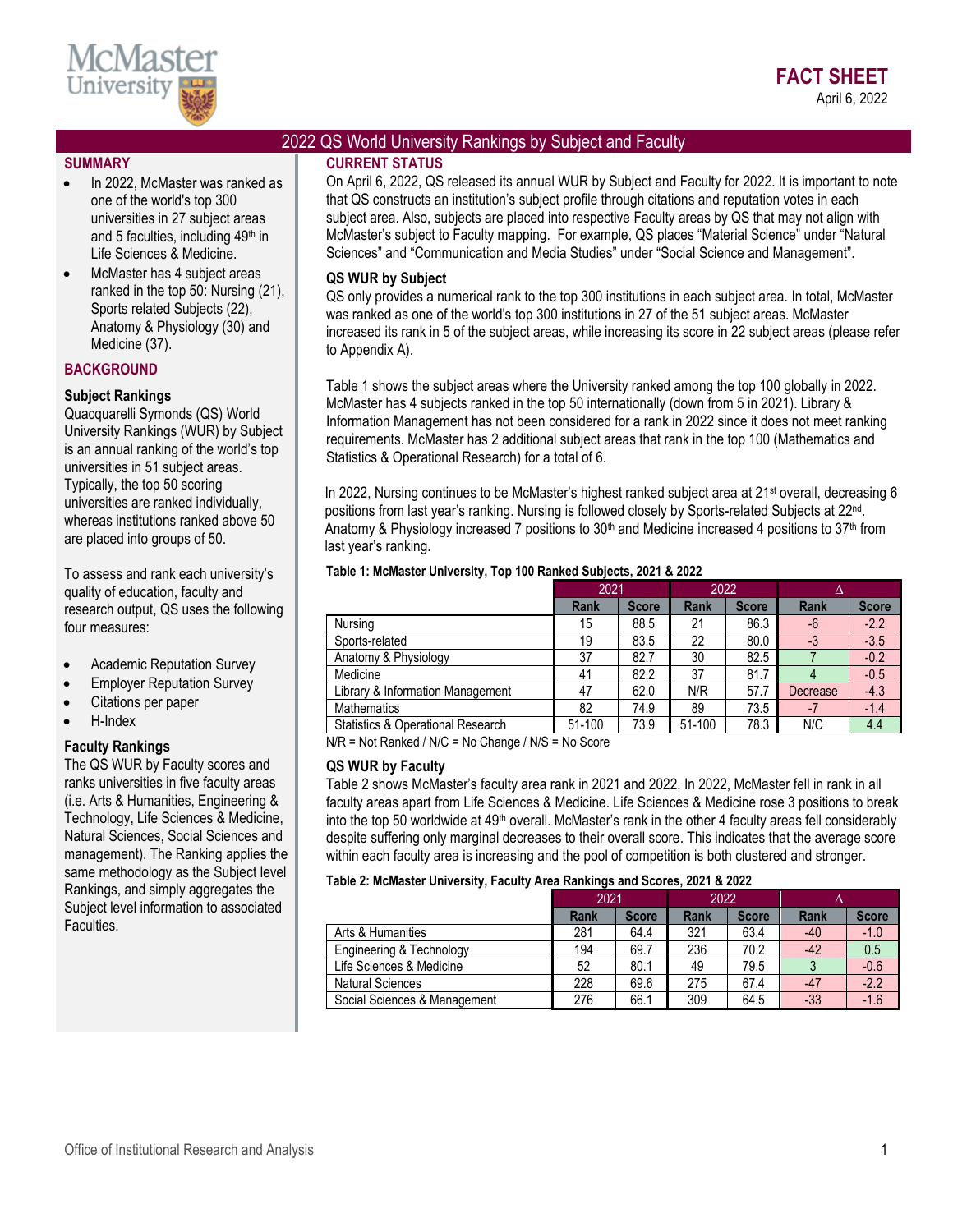# FACT SHEET

April 6, 2022

## 2022 QS World University Rankings by Subject and Faculty

### SUMMARY

- In 2022, McMaster was ranked as one of the world's top 300 universities in 27 subject areas and 5 faculties, including 49th in Life Sciences & Medicine.
- McMaster has 4 subject areas ranked in the top 50: Nursing (21), Sports related Subjects (22), Anatomy & Physiology (30) and Medicine (37).

### BACKGROUND

**Subject Rankings**

Quacquarelli Symonds (QS) World University Rankings (WUR) by Subject is an annual ranking of the world's top universities in 51 subject areas. Typically, the top 50 scoring universities are ranked individually, whereas institutions ranked above 50 are placed into groups of 50.

To assess and rank each university's quality of education, faculty and research output, QS uses the following four measures:

- Academic Reputation Survey
- Employer Reputation Survey
- Citations per paper
- H-Index

**Faculty Rankings**

The QS WUR by Faculty scores and ranks universities in five faculty areas (i.e. Arts & Humanities, Engineering & Technology, Life Sciences & Medicine, Natural Sciences, Social Sciences and management). The Ranking applies the same methodology as the Subject level Rankings, and simply aggregates the Subject level information to associated Faculties.

### CURRENT STATUS

On April 6, 2022, QS released its annual WUR by Subject and Faculty for 2022. It is important to note that QS constructs an institution's subject profile through citations and reputation votes in each subject area. Also, subjects are placed into respective Faculty areas by QS that may not align with McMaster's subject to Faculty mapping. For example, QS places "Material Science" under "Natural Sciences" and "Communication and Media Studies" under "Social Science and Management".

**QS WUR by Subject**

QS only provides a numerical rank to the top 300 institutions in each subject area. In total, McMaster was ranked as one of the world's top 300 institutions in 27 of the 51 subject areas. McMaster increased its rank in 5 of the subject areas, while increasing its score in 22 subject areas (please refer to Appendix A).

Table 1 shows the subject areas where the University ranked among the top 100 globally in 2022. McMaster has 4 subjects ranked in the top 50 internationally (down from 5 in 2021). Library & Information Management has not been considered for a rank in 2022 since it does not meet ranking requirements. McMaster has 2 additional subject areas that rank in the top 100 (Mathematics and Statistics & Operational Research) for a total of 6.

In 2022, Nursing continues to be McMaster's highest ranked subject area at 21st overall, decreasing 6 positions from last year's ranking. Nursing is followed closely by Sports-related Subjects at 22nd. Anatomy & Physiology increased 7 positions to 30th and Medicine increased 4 positions to 37th from last year's ranking.

**Table 1: McMaster University, Top 100 Ranked Subjects, 2021 & 2022**

| | 2021 | | 2022 | | Δ | |
|---|---|---|---|---|---|---|
| | Rank | Score | Rank | Score | Rank | Score |
| Nursing | 15 | 88.5 | 21 | 86.3 | -6 | -2.2 |
| Sports-related | 19 | 83.5 | 22 | 80.0 | -3 | -3.5 |
| Anatomy & Physiology | 37 | 82.7 | 30 | 82.5 | 7 | -0.2 |
| Medicine | 41 | 82.2 | 37 | 81.7 | 4 | -0.5 |
| Library & Information Management | 47 | 62.0 | N/R | 57.7 | Decrease | -4.3 |
| Mathematics | 82 | 74.9 | 89 | 73.5 | -7 | -1.4 |
| Statistics & Operational Research | 51-100 | 73.9 | 51-100 | 78.3 | N/C | 4.4 |

N/R = Not Ranked / N/C = No Change / N/S = No Score

**QS WUR by Faculty**

Table 2 shows McMaster's faculty area rank in 2021 and 2022. In 2022, McMaster fell in rank in all faculty areas apart from Life Sciences & Medicine. Life Sciences & Medicine rose 3 positions to break into the top 50 worldwide at 49th overall. McMaster's rank in the other 4 faculty areas fell considerably despite suffering only marginal decreases to their overall score. This indicates that the average score within each faculty area is increasing and the pool of competition is both clustered and stronger.

**Table 2: McMaster University, Faculty Area Rankings and Scores, 2021 & 2022**

| | 2021 | | 2022 | | Δ | |
|---|---|---|---|---|---|---|
| | Rank | Score | Rank | Score | Rank | Score |
| Arts & Humanities | 281 | 64.4 | 321 | 63.4 | -40 | -1.0 |
| Engineering & Technology | 194 | 69.7 | 236 | 70.2 | -42 | 0.5 |
| Life Sciences & Medicine | 52 | 80.1 | 49 | 79.5 | 3 | -0.6 |
| Natural Sciences | 228 | 69.6 | 275 | 67.4 | -47 | -2.2 |
| Social Sciences & Management | 276 | 66.1 | 309 | 64.5 | -33 | -1.6 |

Office of Institutional Research and Analysis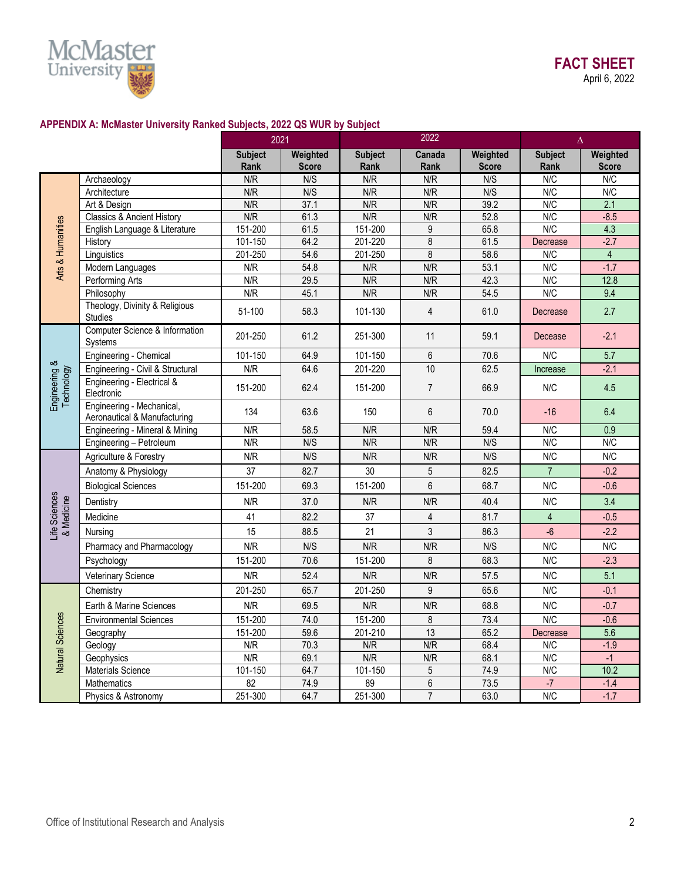McMaster University

**FACT SHEET**
April 6, 2022

### APPENDIX A: McMaster University Ranked Subjects, 2022 QS WUR by Subject

| | | 2021 | | 2022 | | | Δ | |
|---|---|---|---|---|---|---|---|---|
| | | Subject Rank | Weighted Score | Subject Rank | Canada Rank | Weighted Score | Subject Rank | Weighted Score |
| Arts & Humanities | Archaeology | N/R | N/S | N/R | N/R | N/S | N/C | N/C |
| | Architecture | N/R | N/S | N/R | N/R | N/S | N/C | N/C |
| | Art & Design | N/R | 37.1 | N/R | N/R | 39.2 | N/C | 2.1 |
| | Classics & Ancient History | N/R | 61.3 | N/R | N/R | 52.8 | N/C | -8.5 |
| | English Language & Literature | 151-200 | 61.5 | 151-200 | 9 | 65.8 | N/C | 4.3 |
| | History | 101-150 | 64.2 | 201-220 | 8 | 61.5 | Decrease | -2.7 |
| | Linguistics | 201-250 | 54.6 | 201-250 | 8 | 58.6 | N/C | 4 |
| | Modern Languages | N/R | 54.8 | N/R | N/R | 53.1 | N/C | -1.7 |
| | Performing Arts | N/R | 29.5 | N/R | N/R | 42.3 | N/C | 12.8 |
| | Philosophy | N/R | 45.1 | N/R | N/R | 54.5 | N/C | 9.4 |
| | Theology, Divinity & Religious Studies | 51-100 | 58.3 | 101-130 | 4 | 61.0 | Decrease | 2.7 |
| Engineering & Technology | Computer Science & Information Systems | 201-250 | 61.2 | 251-300 | 11 | 59.1 | Decease | -2.1 |
| | Engineering - Chemical | 101-150 | 64.9 | 101-150 | 6 | 70.6 | N/C | 5.7 |
| | Engineering - Civil & Structural | N/R | 64.6 | 201-220 | 10 | 62.5 | Increase | -2.1 |
| | Engineering - Electrical & Electronic | 151-200 | 62.4 | 151-200 | 7 | 66.9 | N/C | 4.5 |
| | Engineering - Mechanical, Aeronautical & Manufacturing | 134 | 63.6 | 150 | 6 | 70.0 | -16 | 6.4 |
| | Engineering - Mineral & Mining | N/R | 58.5 | N/R | N/R | 59.4 | N/C | 0.9 |
| | Engineering – Petroleum | N/R | N/S | N/R | N/R | N/S | N/C | N/C |
| Life Sciences & Medicine | Agriculture & Forestry | N/R | N/S | N/R | N/R | N/S | N/C | N/C |
| | Anatomy & Physiology | 37 | 82.7 | 30 | 5 | 82.5 | 7 | -0.2 |
| | Biological Sciences | 151-200 | 69.3 | 151-200 | 6 | 68.7 | N/C | -0.6 |
| | Dentistry | N/R | 37.0 | N/R | N/R | 40.4 | N/C | 3.4 |
| | Medicine | 41 | 82.2 | 37 | 4 | 81.7 | 4 | -0.5 |
| | Nursing | 15 | 88.5 | 21 | 3 | 86.3 | -6 | -2.2 |
| | Pharmacy and Pharmacology | N/R | N/S | N/R | N/R | N/S | N/C | N/C |
| | Psychology | 151-200 | 70.6 | 151-200 | 8 | 68.3 | N/C | -2.3 |
| | Veterinary Science | N/R | 52.4 | N/R | N/R | 57.5 | N/C | 5.1 |
| Natural Sciences | Chemistry | 201-250 | 65.7 | 201-250 | 9 | 65.6 | N/C | -0.1 |
| | Earth & Marine Sciences | N/R | 69.5 | N/R | N/R | 68.8 | N/C | -0.7 |
| | Environmental Sciences | 151-200 | 74.0 | 151-200 | 8 | 73.4 | N/C | -0.6 |
| | Geography | 151-200 | 59.6 | 201-210 | 13 | 65.2 | Decrease | 5.6 |
| | Geology | N/R | 70.3 | N/R | N/R | 68.4 | N/C | -1.9 |
| | Geophysics | N/R | 69.1 | N/R | N/R | 68.1 | N/C | -1 |
| | Materials Science | 101-150 | 64.7 | 101-150 | 5 | 74.9 | N/C | 10.2 |
| | Mathematics | 82 | 74.9 | 89 | 6 | 73.5 | -7 | -1.4 |
| | Physics & Astronomy | 251-300 | 64.7 | 251-300 | 7 | 63.0 | N/C | -1.7 |

Office of Institutional Research and Analysis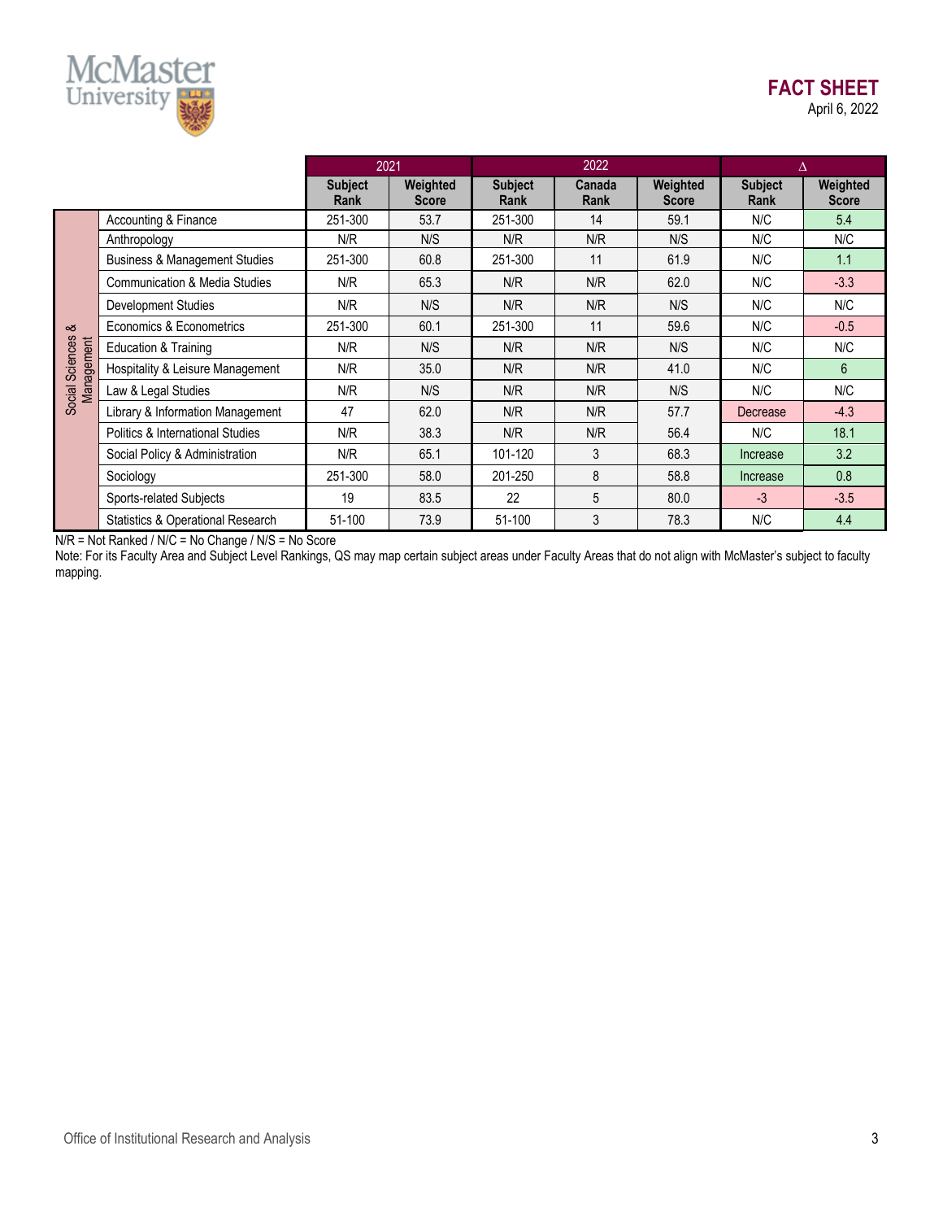| | | 2021 | | 2022 | | | Δ | |
|---|---|---|---|---|---|---|---|---|
| | | Subject Rank | Weighted Score | Subject Rank | Canada Rank | Weighted Score | Subject Rank | Weighted Score |
| Social Sciences & Management | Accounting & Finance | 251-300 | 53.7 | 251-300 | 14 | 59.1 | N/C | 5.4 |
| | Anthropology | N/R | N/S | N/R | N/R | N/S | N/C | N/C |
| | Business & Management Studies | 251-300 | 60.8 | 251-300 | 11 | 61.9 | N/C | 1.1 |
| | Communication & Media Studies | N/R | 65.3 | N/R | N/R | 62.0 | N/C | -3.3 |
| | Development Studies | N/R | N/S | N/R | N/R | N/S | N/C | N/C |
| | Economics & Econometrics | 251-300 | 60.1 | 251-300 | 11 | 59.6 | N/C | -0.5 |
| | Education & Training | N/R | N/S | N/R | N/R | N/S | N/C | N/C |
| | Hospitality & Leisure Management | N/R | 35.0 | N/R | N/R | 41.0 | N/C | 6 |
| | Law & Legal Studies | N/R | N/S | N/R | N/R | N/S | N/C | N/C |
| | Library & Information Management | 47 | 62.0 | N/R | N/R | 57.7 | Decrease | -4.3 |
| | Politics & International Studies | N/R | 38.3 | N/R | N/R | 56.4 | N/C | 18.1 |
| | Social Policy & Administration | N/R | 65.1 | 101-120 | 3 | 68.3 | Increase | 3.2 |
| | Sociology | 251-300 | 58.0 | 201-250 | 8 | 58.8 | Increase | 0.8 |
| | Sports-related Subjects | 19 | 83.5 | 22 | 5 | 80.0 | -3 | -3.5 |
| | Statistics & Operational Research | 51-100 | 73.9 | 51-100 | 3 | 78.3 | N/C | 4.4 |

N/R = Not Ranked / N/C = No Change / N/S = No Score

Note: For its Faculty Area and Subject Level Rankings, QS may map certain subject areas under Faculty Areas that do not align with McMaster's subject to faculty mapping.